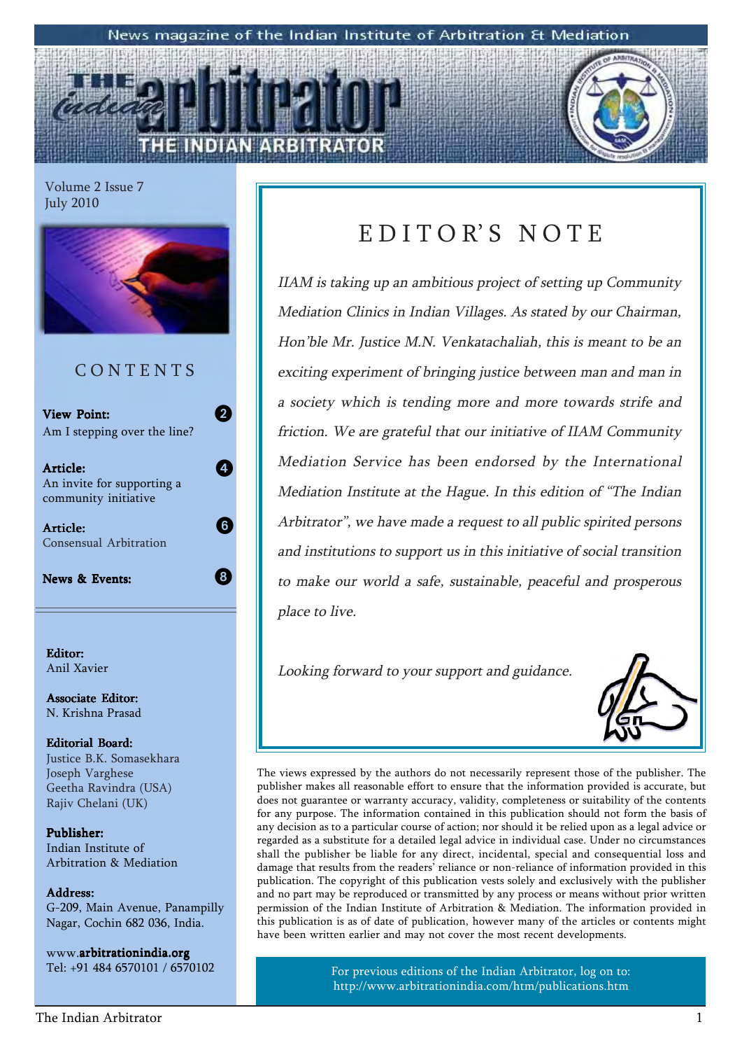News magazine of the Indian Institute of Arbitration & Mediation

# THE INDIAN ARBITRATOR

Volume 2 Issue 7
July 2010

## CONTENTS

**View Point:** 2
Am I stepping over the line?

**Article:** 4
An invite for supporting a community initiative

**Article:** 6
Consensual Arbitration

**News & Events:** 8

**Editor:**
Anil Xavier

**Associate Editor:**
N. Krishna Prasad

**Editorial Board:**
Justice B.K. Somasekhara
Joseph Varghese
Geetha Ravindra (USA)
Rajiv Chelani (UK)

**Publisher:**
Indian Institute of Arbitration & Mediation

**Address:**
G-209, Main Avenue, Panampilly Nagar, Cochin 682 036, India.

www.**arbitrationindia.org**
Tel: +91 484 6570101 / 6570102

## EDITOR'S NOTE

*IIAM is taking up an ambitious project of setting up Community Mediation Clinics in Indian Villages. As stated by our Chairman, Hon'ble Mr. Justice M.N. Venkatachaliah, this is meant to be an exciting experiment of bringing justice between man and man in a society which is tending more and more towards strife and friction. We are grateful that our initiative of IIAM Community Mediation Service has been endorsed by the International Mediation Institute at the Hague. In this edition of "The Indian Arbitrator", we have made a request to all public spirited persons and institutions to support us in this initiative of social transition to make our world a safe, sustainable, peaceful and prosperous place to live.*

*Looking forward to your support and guidance.*

The views expressed by the authors do not necessarily represent those of the publisher. The publisher makes all reasonable effort to ensure that the information provided is accurate, but does not guarantee or warranty accuracy, validity, completeness or suitability of the contents for any purpose. The information contained in this publication should not form the basis of any decision as to a particular course of action; nor should it be relied upon as a legal advice or regarded as a substitute for a detailed legal advice in individual case. Under no circumstances shall the publisher be liable for any direct, incidental, special and consequential loss and damage that results from the readers' reliance or non-reliance of information provided in this publication. The copyright of this publication vests solely and exclusively with the publisher and no part may be reproduced or transmitted by any process or means without prior written permission of the Indian Institute of Arbitration & Mediation. The information provided in this publication is as of date of publication, however many of the articles or contents might have been written earlier and may not cover the most recent developments.

For previous editions of the Indian Arbitrator, log on to:
http://www.arbitrationindia.com/htm/publications.htm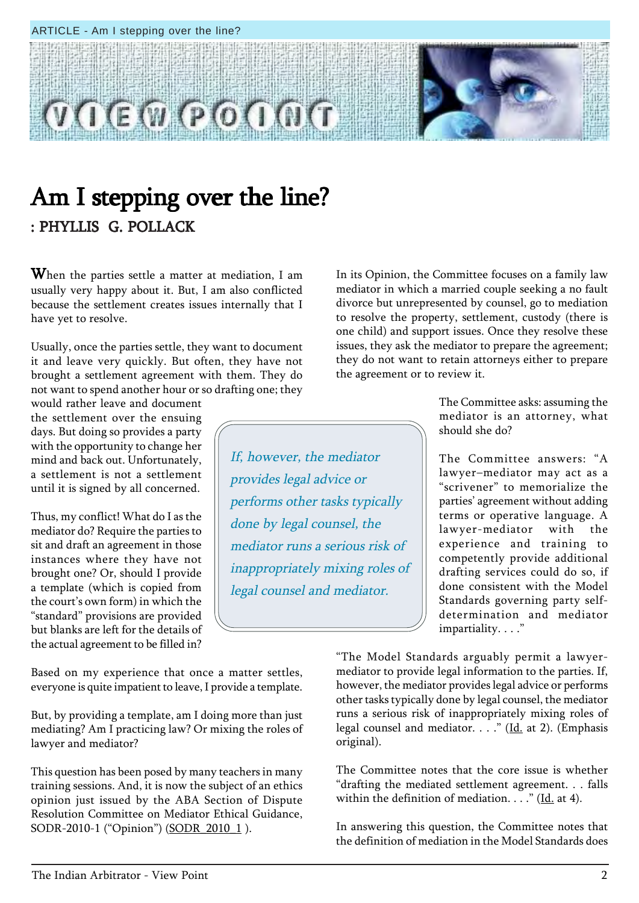# Am I stepping over the line?

**: PHYLLIS G. POLLACK**

When the parties settle a matter at mediation, I am usually very happy about it. But, I am also conflicted because the settlement creates issues internally that I have yet to resolve.

Usually, once the parties settle, they want to document it and leave very quickly. But often, they have not brought a settlement agreement with them. They do not want to spend another hour or so drafting one; they would rather leave and document the settlement over the ensuing days. But doing so provides a party with the opportunity to change her mind and back out. Unfortunately, a settlement is not a settlement until it is signed by all concerned.

Thus, my conflict! What do I as the mediator do? Require the parties to sit and draft an agreement in those instances where they have not brought one? Or, should I provide a template (which is copied from the court's own form) in which the "standard" provisions are provided but blanks are left for the details of the actual agreement to be filled in?

Based on my experience that once a matter settles, everyone is quite impatient to leave, I provide a template.

But, by providing a template, am I doing more than just mediating? Am I practicing law? Or mixing the roles of lawyer and mediator?

This question has been posed by many teachers in many training sessions. And, it is now the subject of an ethics opinion just issued by the ABA Section of Dispute Resolution Committee on Mediator Ethical Guidance, SODR-2010-1 ("Opinion") (SODR 2010 1 ).

In its Opinion, the Committee focuses on a family law mediator in which a married couple seeking a no fault divorce but unrepresented by counsel, go to mediation to resolve the property, settlement, custody (there is one child) and support issues. Once they resolve these issues, they ask the mediator to prepare the agreement; they do not want to retain attorneys either to prepare the agreement or to review it.

The Committee asks: assuming the mediator is an attorney, what should she do?

The Committee answers: "A lawyer–mediator may act as a "scrivener" to memorialize the parties' agreement without adding terms or operative language. A lawyer-mediator with the experience and training to competently provide additional drafting services could do so, if done consistent with the Model Standards governing party self-determination and mediator impartiality. . . ."

"The Model Standards arguably permit a lawyer-mediator to provide legal information to the parties. If, however, the mediator provides legal advice or performs other tasks typically done by legal counsel, the mediator runs a serious risk of inappropriately mixing roles of legal counsel and mediator. . . ." (Id. at 2). (Emphasis original).

> *If, however, the mediator provides legal advice or performs other tasks typically done by legal counsel, the mediator runs a serious risk of inappropriately mixing roles of legal counsel and mediator.*

The Committee notes that the core issue is whether "drafting the mediated settlement agreement. . . falls within the definition of mediation. . . ." (Id. at 4).

In answering this question, the Committee notes that the definition of mediation in the Model Standards does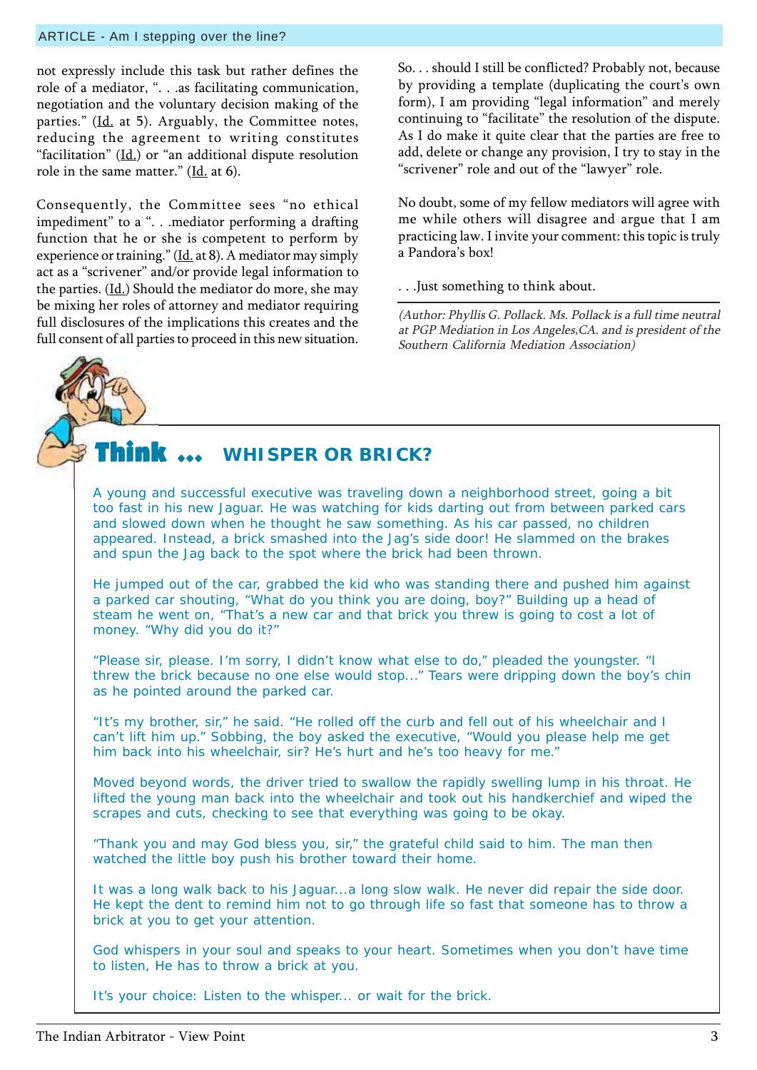not expressly include this task but rather defines the role of a mediator, ". . .as facilitating communication, negotiation and the voluntary decision making of the parties." (Id. at 5). Arguably, the Committee notes, reducing the agreement to writing constitutes "facilitation" (Id.) or "an additional dispute resolution role in the same matter." (Id. at 6).

Consequently, the Committee sees "no ethical impediment" to a ". . .mediator performing a drafting function that he or she is competent to perform by experience or training." (Id. at 8). A mediator may simply act as a "scrivener" and/or provide legal information to the parties. (Id.) Should the mediator do more, she may be mixing her roles of attorney and mediator requiring full disclosures of the implications this creates and the full consent of all parties to proceed in this new situation.

So. . . should I still be conflicted? Probably not, because by providing a template (duplicating the court's own form), I am providing "legal information" and merely continuing to "facilitate" the resolution of the dispute. As I do make it quite clear that the parties are free to add, delete or change any provision, I try to stay in the "scrivener" role and out of the "lawyer" role.

No doubt, some of my fellow mediators will agree with me while others will disagree and argue that I am practicing law. I invite your comment: this topic is truly a Pandora's box!

. . .Just something to think about.

*(Author: Phyllis G. Pollack. Ms. Pollack is a full time neutral at PGP Mediation in Los Angeles,CA. and is president of the Southern California Mediation Association)*

## Think ... WHISPER OR BRICK?

A young and successful executive was traveling down a neighborhood street, going a bit too fast in his new Jaguar. He was watching for kids darting out from between parked cars and slowed down when he thought he saw something. As his car passed, no children appeared. Instead, a brick smashed into the Jag's side door! He slammed on the brakes and spun the Jag back to the spot where the brick had been thrown.

He jumped out of the car, grabbed the kid who was standing there and pushed him against a parked car shouting, "What do you think you are doing, boy?" Building up a head of steam he went on, "That's a new car and that brick you threw is going to cost a lot of money. "Why did you do it?"

"Please sir, please. I'm sorry, I didn't know what else to do," pleaded the youngster. "I threw the brick because no one else would stop..." Tears were dripping down the boy's chin as he pointed around the parked car.

"It's my brother, sir," he said. "He rolled off the curb and fell out of his wheelchair and I can't lift him up." Sobbing, the boy asked the executive, "Would you please help me get him back into his wheelchair, sir? He's hurt and he's too heavy for me."

Moved beyond words, the driver tried to swallow the rapidly swelling lump in his throat. He lifted the young man back into the wheelchair and took out his handkerchief and wiped the scrapes and cuts, checking to see that everything was going to be okay.

"Thank you and may God bless you, sir," the grateful child said to him. The man then watched the little boy push his brother toward their home.

It was a long walk back to his Jaguar...a long slow walk. He never did repair the side door. He kept the dent to remind him not to go through life so fast that someone has to throw a brick at you to get your attention.

God whispers in your soul and speaks to your heart. Sometimes when you don't have time to listen, He has to throw a brick at you.

It's your choice: Listen to the whisper... or wait for the brick.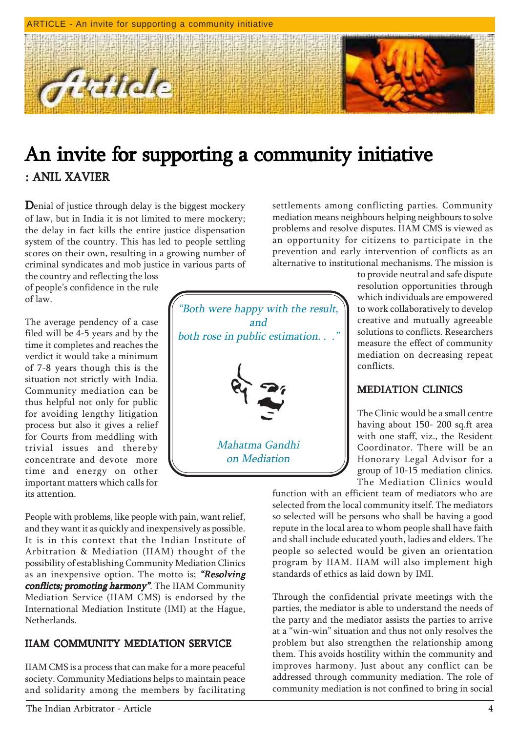# An invite for supporting a community initiative

**: ANIL XAVIER**

Denial of justice through delay is the biggest mockery of law, but in India it is not limited to mere mockery; the delay in fact kills the entire justice dispensation system of the country. This has led to people settling scores on their own, resulting in a growing number of criminal syndicates and mob justice in various parts of the country and reflecting the loss of people's confidence in the rule of law.

The average pendency of a case filed will be 4-5 years and by the time it completes and reaches the verdict it would take a minimum of 7-8 years though this is the situation not strictly with India. Community mediation can be thus helpful not only for public for avoiding lengthy litigation process but also it gives a relief for Courts from meddling with trivial issues and thereby concentrate and devote more time and energy on other important matters which calls for its attention.

> *"Both were happy with the result, and both rose in public estimation. . ."*
>
> *Mahatma Gandhi on Mediation*

People with problems, like people with pain, want relief, and they want it as quickly and inexpensively as possible. It is in this context that the Indian Institute of Arbitration & Mediation (IIAM) thought of the possibility of establishing Community Mediation Clinics as an inexpensive option. The motto is; ***"Resolving conflicts; promoting harmony"***. The IIAM Community Mediation Service (IIAM CMS) is endorsed by the International Mediation Institute (IMI) at the Hague, Netherlands.

## IIAM COMMUNITY MEDIATION SERVICE

IIAM CMS is a process that can make for a more peaceful society. Community Mediations helps to maintain peace and solidarity among the members by facilitating settlements among conflicting parties. Community mediation means neighbours helping neighbours to solve problems and resolve disputes. IIAM CMS is viewed as an opportunity for citizens to participate in the prevention and early intervention of conflicts as an alternative to institutional mechanisms. The mission is to provide neutral and safe dispute resolution opportunities through which individuals are empowered to work collaboratively to develop creative and mutually agreeable solutions to conflicts. Researchers measure the effect of community mediation on decreasing repeat conflicts.

## MEDIATION CLINICS

The Clinic would be a small centre having about 150- 200 sq.ft area with one staff, viz., the Resident Coordinator. There will be an Honorary Legal Advisor for a group of 10-15 mediation clinics. The Mediation Clinics would function with an efficient team of mediators who are selected from the local community itself. The mediators so selected will be persons who shall be having a good repute in the local area to whom people shall have faith and shall include educated youth, ladies and elders. The people so selected would be given an orientation program by IIAM. IIAM will also implement high standards of ethics as laid down by IMI.

Through the confidential private meetings with the parties, the mediator is able to understand the needs of the party and the mediator assists the parties to arrive at a "win-win" situation and thus not only resolves the problem but also strengthen the relationship among them. This avoids hostility within the community and improves harmony. Just about any conflict can be addressed through community mediation. The role of community mediation is not confined to bring in social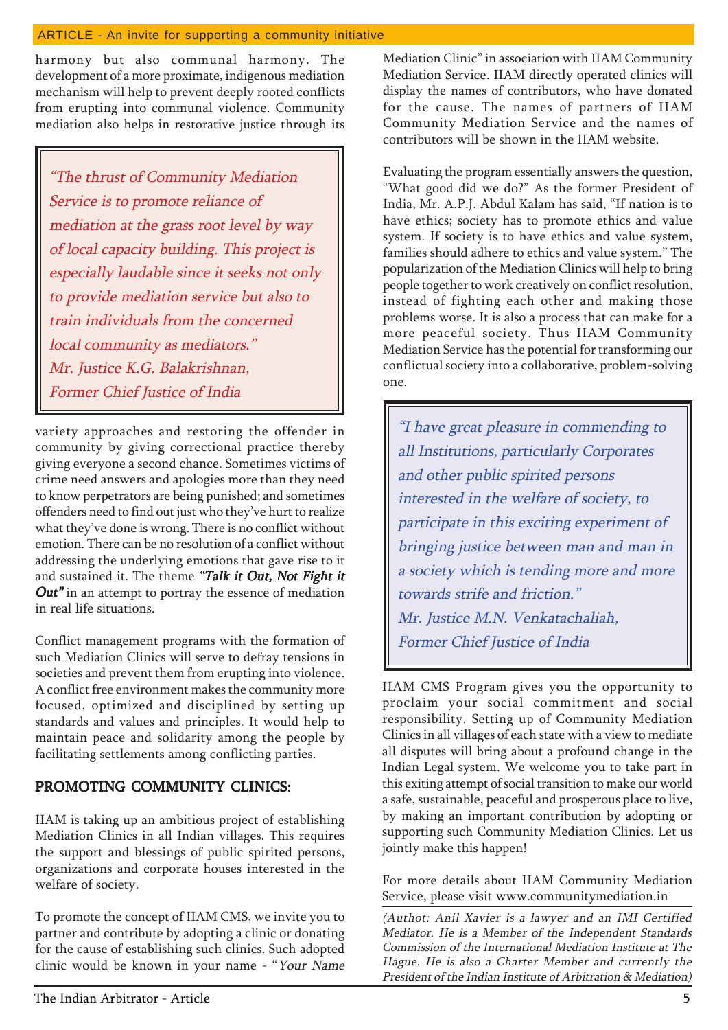harmony but also communal harmony. The development of a more proximate, indigenous mediation mechanism will help to prevent deeply rooted conflicts from erupting into communal violence. Community mediation also helps in restorative justice through its variety approaches and restoring the offender in community by giving correctional practice thereby giving everyone a second chance. Sometimes victims of crime need answers and apologies more than they need to know perpetrators are being punished; and sometimes offenders need to find out just who they've hurt to realize what they've done is wrong. There is no conflict without emotion. There can be no resolution of a conflict without addressing the underlying emotions that gave rise to it and sustained it. The theme ***"Talk it Out, Not Fight it Out"*** in an attempt to portray the essence of mediation in real life situations.

> *"The thrust of Community Mediation Service is to promote reliance of mediation at the grass root level by way of local capacity building. This project is especially laudable since it seeks not only to provide mediation service but also to train individuals from the concerned local community as mediators."*
> *Mr. Justice K.G. Balakrishnan,*
> *Former Chief Justice of India*

Conflict management programs with the formation of such Mediation Clinics will serve to defray tensions in societies and prevent them from erupting into violence. A conflict free environment makes the community more focused, optimized and disciplined by setting up standards and values and principles. It would help to maintain peace and solidarity among the people by facilitating settlements among conflicting parties.

## PROMOTING COMMUNITY CLINICS:

IIAM is taking up an ambitious project of establishing Mediation Clinics in all Indian villages. This requires the support and blessings of public spirited persons, organizations and corporate houses interested in the welfare of society.

To promote the concept of IIAM CMS, we invite you to partner and contribute by adopting a clinic or donating for the cause of establishing such clinics. Such adopted clinic would be known in your name - "*Your Name* Mediation Clinic" in association with IIAM Community Mediation Service. IIAM directly operated clinics will display the names of contributors, who have donated for the cause. The names of partners of IIAM Community Mediation Service and the names of contributors will be shown in the IIAM website.

Evaluating the program essentially answers the question, "What good did we do?" As the former President of India, Mr. A.P.J. Abdul Kalam has said, "If nation is to have ethics; society has to promote ethics and value system. If society is to have ethics and value system, families should adhere to ethics and value system." The popularization of the Mediation Clinics will help to bring people together to work creatively on conflict resolution, instead of fighting each other and making those problems worse. It is also a process that can make for a more peaceful society. Thus IIAM Community Mediation Service has the potential for transforming our conflictual society into a collaborative, problem-solving one.

> *"I have great pleasure in commending to all Institutions, particularly Corporates and other public spirited persons interested in the welfare of society, to participate in this exciting experiment of bringing justice between man and man in a society which is tending more and more towards strife and friction."*
> *Mr. Justice M.N. Venkatachaliah,*
> *Former Chief Justice of India*

IIAM CMS Program gives you the opportunity to proclaim your social commitment and social responsibility. Setting up of Community Mediation Clinics in all villages of each state with a view to mediate all disputes will bring about a profound change in the Indian Legal system. We welcome you to take part in this exiting attempt of social transition to make our world a safe, sustainable, peaceful and prosperous place to live, by making an important contribution by adopting or supporting such Community Mediation Clinics. Let us jointly make this happen!

For more details about IIAM Community Mediation Service, please visit www.communitymediation.in

*(Authot: Anil Xavier is a lawyer and an IMI Certified Mediator. He is a Member of the Independent Standards Commission of the International Mediation Institute at The Hague. He is also a Charter Member and currently the President of the Indian Institute of Arbitration & Mediation)*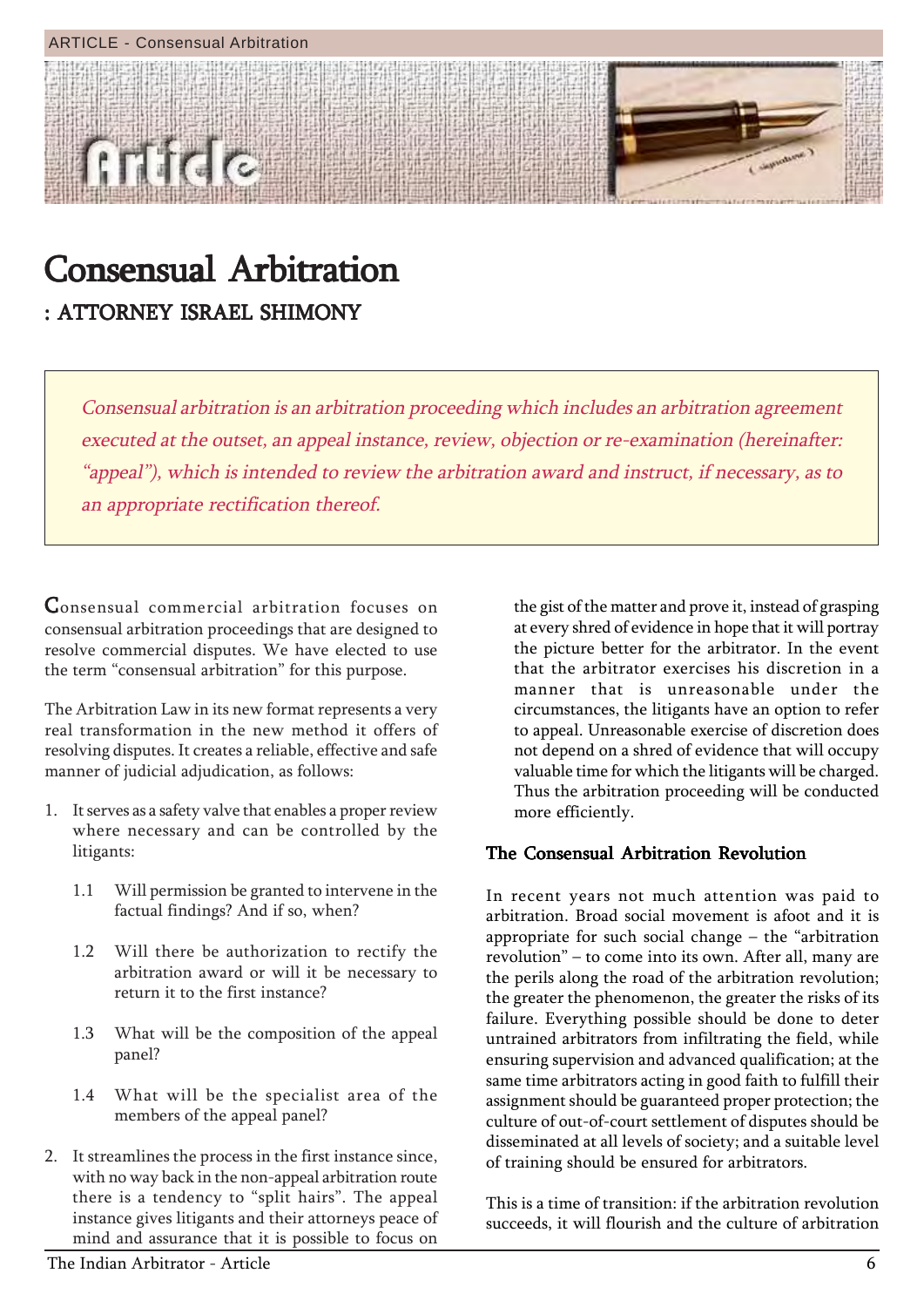# Consensual Arbitration

## : ATTORNEY ISRAEL SHIMONY

*Consensual arbitration is an arbitration proceeding which includes an arbitration agreement executed at the outset, an appeal instance, review, objection or re-examination (hereinafter: "appeal"), which is intended to review the arbitration award and instruct, if necessary, as to an appropriate rectification thereof.*

Consensual commercial arbitration focuses on consensual arbitration proceedings that are designed to resolve commercial disputes. We have elected to use the term "consensual arbitration" for this purpose.

The Arbitration Law in its new format represents a very real transformation in the new method it offers of resolving disputes. It creates a reliable, effective and safe manner of judicial adjudication, as follows:

1. It serves as a safety valve that enables a proper review where necessary and can be controlled by the litigants:

    1.1 Will permission be granted to intervene in the factual findings? And if so, when?

    1.2 Will there be authorization to rectify the arbitration award or will it be necessary to return it to the first instance?

    1.3 What will be the composition of the appeal panel?

    1.4 What will be the specialist area of the members of the appeal panel?

2. It streamlines the process in the first instance since, with no way back in the non-appeal arbitration route there is a tendency to "split hairs". The appeal instance gives litigants and their attorneys peace of mind and assurance that it is possible to focus on the gist of the matter and prove it, instead of grasping at every shred of evidence in hope that it will portray the picture better for the arbitrator. In the event that the arbitrator exercises his discretion in a manner that is unreasonable under the circumstances, the litigants have an option to refer to appeal. Unreasonable exercise of discretion does not depend on a shred of evidence that will occupy valuable time for which the litigants will be charged. Thus the arbitration proceeding will be conducted more efficiently.

### The Consensual Arbitration Revolution

In recent years not much attention was paid to arbitration. Broad social movement is afoot and it is appropriate for such social change – the "arbitration revolution" – to come into its own. After all, many are the perils along the road of the arbitration revolution; the greater the phenomenon, the greater the risks of its failure. Everything possible should be done to deter untrained arbitrators from infiltrating the field, while ensuring supervision and advanced qualification; at the same time arbitrators acting in good faith to fulfill their assignment should be guaranteed proper protection; the culture of out-of-court settlement of disputes should be disseminated at all levels of society; and a suitable level of training should be ensured for arbitrators.

This is a time of transition: if the arbitration revolution succeeds, it will flourish and the culture of arbitration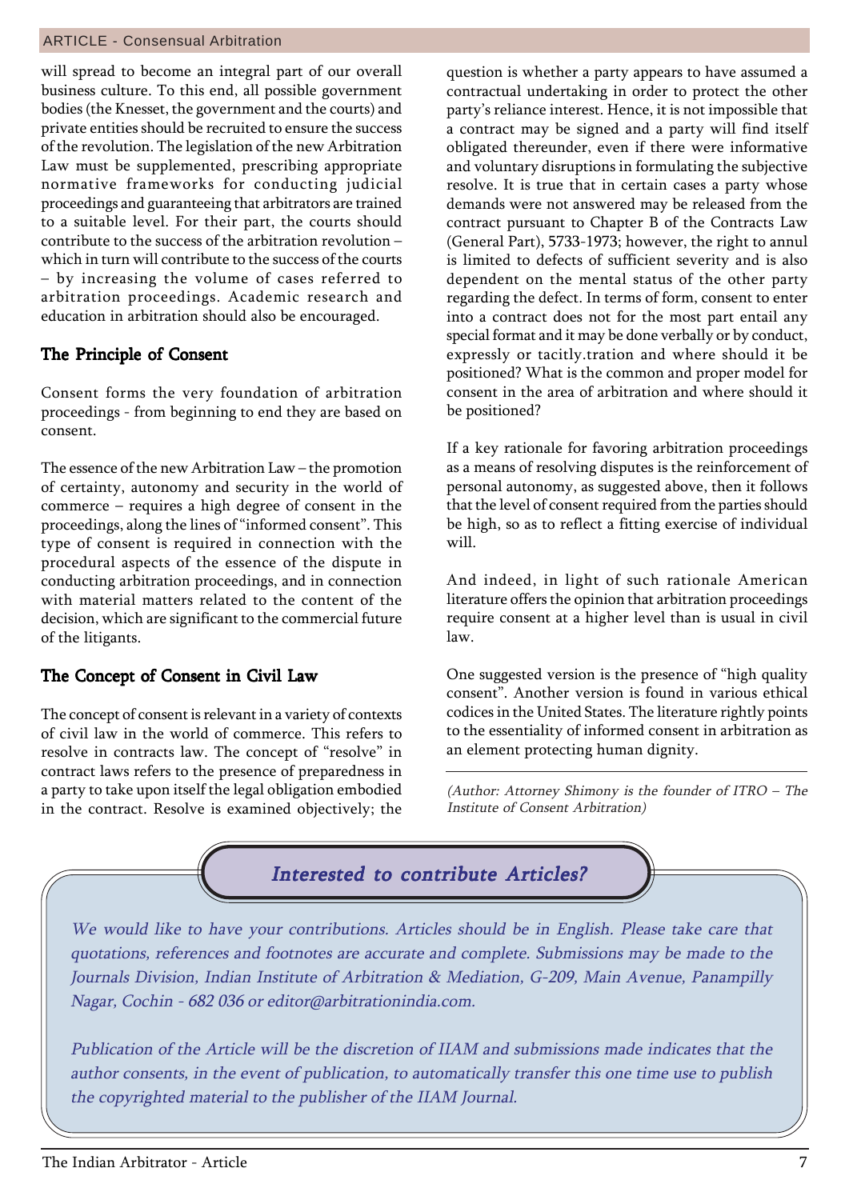will spread to become an integral part of our overall business culture. To this end, all possible government bodies (the Knesset, the government and the courts) and private entities should be recruited to ensure the success of the revolution. The legislation of the new Arbitration Law must be supplemented, prescribing appropriate normative frameworks for conducting judicial proceedings and guaranteeing that arbitrators are trained to a suitable level. For their part, the courts should contribute to the success of the arbitration revolution – which in turn will contribute to the success of the courts – by increasing the volume of cases referred to arbitration proceedings. Academic research and education in arbitration should also be encouraged.

## The Principle of Consent

Consent forms the very foundation of arbitration proceedings - from beginning to end they are based on consent.

The essence of the new Arbitration Law – the promotion of certainty, autonomy and security in the world of commerce – requires a high degree of consent in the proceedings, along the lines of "informed consent". This type of consent is required in connection with the procedural aspects of the essence of the dispute in conducting arbitration proceedings, and in connection with material matters related to the content of the decision, which are significant to the commercial future of the litigants.

## The Concept of Consent in Civil Law

The concept of consent is relevant in a variety of contexts of civil law in the world of commerce. This refers to resolve in contracts law. The concept of "resolve" in contract laws refers to the presence of preparedness in a party to take upon itself the legal obligation embodied in the contract. Resolve is examined objectively; the question is whether a party appears to have assumed a contractual undertaking in order to protect the other party's reliance interest. Hence, it is not impossible that a contract may be signed and a party will find itself obligated thereunder, even if there were informative and voluntary disruptions in formulating the subjective resolve. It is true that in certain cases a party whose demands were not answered may be released from the contract pursuant to Chapter B of the Contracts Law (General Part), 5733-1973; however, the right to annul is limited to defects of sufficient severity and is also dependent on the mental status of the other party regarding the defect. In terms of form, consent to enter into a contract does not for the most part entail any special format and it may be done verbally or by conduct, expressly or tacitly.tration and where should it be positioned? What is the common and proper model for consent in the area of arbitration and where should it be positioned?

If a key rationale for favoring arbitration proceedings as a means of resolving disputes is the reinforcement of personal autonomy, as suggested above, then it follows that the level of consent required from the parties should be high, so as to reflect a fitting exercise of individual will.

And indeed, in light of such rationale American literature offers the opinion that arbitration proceedings require consent at a higher level than is usual in civil law.

One suggested version is the presence of "high quality consent". Another version is found in various ethical codices in the United States. The literature rightly points to the essentiality of informed consent in arbitration as an element protecting human dignity.

*(Author: Attorney Shimony is the founder of ITRO – The Institute of Consent Arbitration)*

### *Interested to contribute Articles?*

*We would like to have your contributions. Articles should be in English. Please take care that quotations, references and footnotes are accurate and complete. Submissions may be made to the Journals Division, Indian Institute of Arbitration & Mediation, G-209, Main Avenue, Panampilly Nagar, Cochin - 682 036 or editor@arbitrationindia.com.*

*Publication of the Article will be the discretion of IIAM and submissions made indicates that the author consents, in the event of publication, to automatically transfer this one time use to publish the copyrighted material to the publisher of the IIAM Journal.*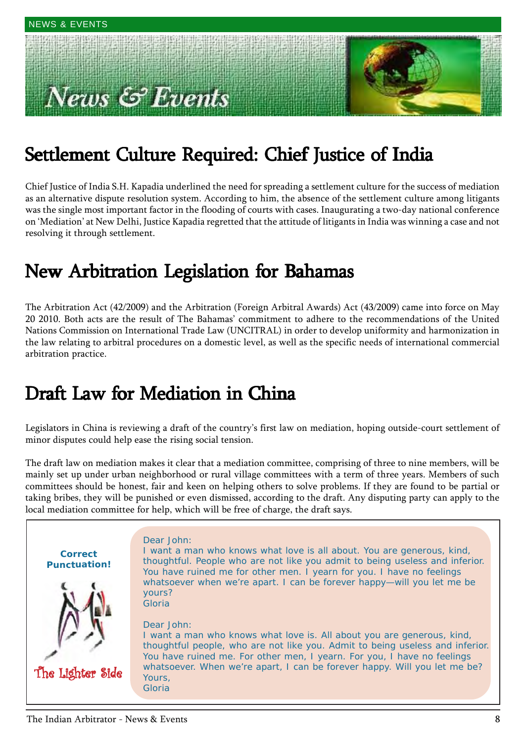# News & Events

## Settlement Culture Required: Chief Justice of India

Chief Justice of India S.H. Kapadia underlined the need for spreading a settlement culture for the success of mediation as an alternative dispute resolution system. According to him, the absence of the settlement culture among litigants was the single most important factor in the flooding of courts with cases. Inaugurating a two-day national conference on 'Mediation' at New Delhi, Justice Kapadia regretted that the attitude of litigants in India was winning a case and not resolving it through settlement.

## New Arbitration Legislation for Bahamas

The Arbitration Act (42/2009) and the Arbitration (Foreign Arbitral Awards) Act (43/2009) came into force on May 20 2010. Both acts are the result of The Bahamas' commitment to adhere to the recommendations of the United Nations Commission on International Trade Law (UNCITRAL) in order to develop uniformity and harmonization in the law relating to arbitral procedures on a domestic level, as well as the specific needs of international commercial arbitration practice.

## Draft Law for Mediation in China

Legislators in China is reviewing a draft of the country's first law on mediation, hoping outside-court settlement of minor disputes could help ease the rising social tension.

The draft law on mediation makes it clear that a mediation committee, comprising of three to nine members, will be mainly set up under urban neighborhood or rural village committees with a term of three years. Members of such committees should be honest, fair and keen on helping others to solve problems. If they are found to be partial or taking bribes, they will be punished or even dismissed, according to the draft. Any disputing party can apply to the local mediation committee for help, which will be free of charge, the draft says.

---

**Correct Punctuation!**

The Lighter Side

Dear John:
I want a man who knows what love is all about. You are generous, kind, thoughtful. People who are not like you admit to being useless and inferior. You have ruined me for other men. I yearn for you. I have no feelings whatsoever when we're apart. I can be forever happy—will you let me be yours?
Gloria

Dear John:
I want a man who knows what love is. All about you are generous, kind, thoughtful people, who are not like you. Admit to being useless and inferior. You have ruined me. For other men, I yearn. For you, I have no feelings whatsoever. When we're apart, I can be forever happy. Will you let me be?
Yours,
Gloria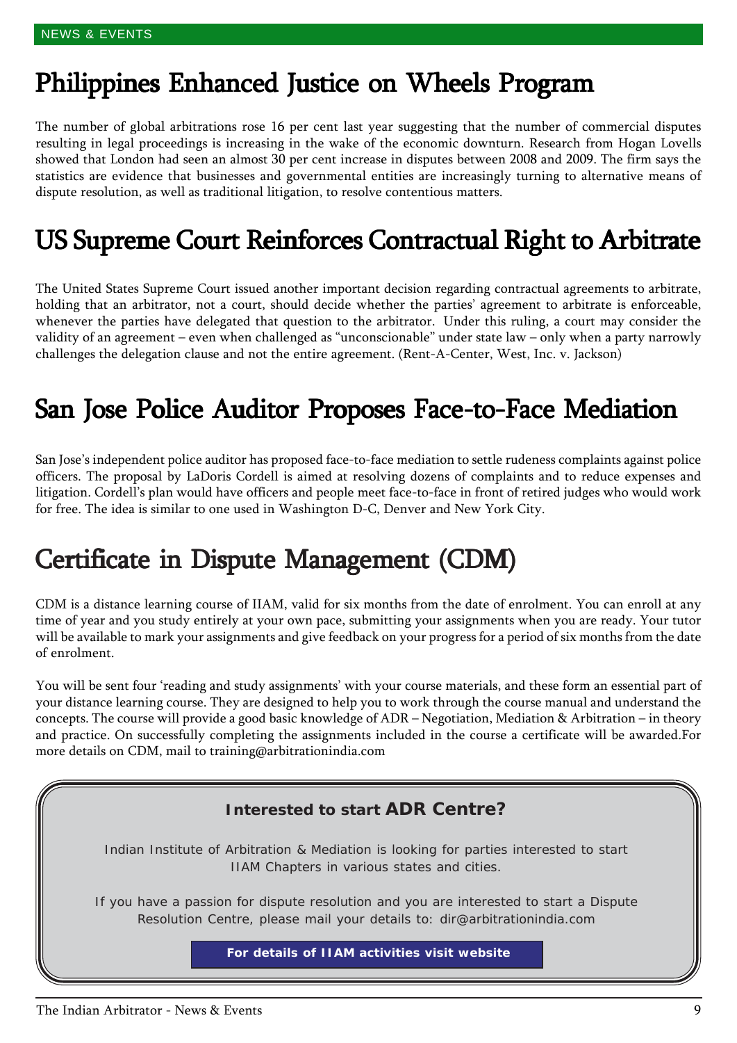# Philippines Enhanced Justice on Wheels Program

The number of global arbitrations rose 16 per cent last year suggesting that the number of commercial disputes resulting in legal proceedings is increasing in the wake of the economic downturn. Research from Hogan Lovells showed that London had seen an almost 30 per cent increase in disputes between 2008 and 2009. The firm says the statistics are evidence that businesses and governmental entities are increasingly turning to alternative means of dispute resolution, as well as traditional litigation, to resolve contentious matters.

# US Supreme Court Reinforces Contractual Right to Arbitrate

The United States Supreme Court issued another important decision regarding contractual agreements to arbitrate, holding that an arbitrator, not a court, should decide whether the parties' agreement to arbitrate is enforceable, whenever the parties have delegated that question to the arbitrator. Under this ruling, a court may consider the validity of an agreement – even when challenged as "unconscionable" under state law – only when a party narrowly challenges the delegation clause and not the entire agreement. (Rent-A-Center, West, Inc. v. Jackson)

# San Jose Police Auditor Proposes Face-to-Face Mediation

San Jose's independent police auditor has proposed face-to-face mediation to settle rudeness complaints against police officers. The proposal by LaDoris Cordell is aimed at resolving dozens of complaints and to reduce expenses and litigation. Cordell's plan would have officers and people meet face-to-face in front of retired judges who would work for free. The idea is similar to one used in Washington D-C, Denver and New York City.

# Certificate in Dispute Management (CDM)

CDM is a distance learning course of IIAM, valid for six months from the date of enrolment. You can enroll at any time of year and you study entirely at your own pace, submitting your assignments when you are ready. Your tutor will be available to mark your assignments and give feedback on your progress for a period of six months from the date of enrolment.

You will be sent four 'reading and study assignments' with your course materials, and these form an essential part of your distance learning course. They are designed to help you to work through the course manual and understand the concepts. The course will provide a good basic knowledge of ADR – Negotiation, Mediation & Arbitration – in theory and practice. On successfully completing the assignments included in the course a certificate will be awarded.For more details on CDM, mail to training@arbitrationindia.com

**Interested to start ADR Centre?**

Indian Institute of Arbitration & Mediation is looking for parties interested to start IIAM Chapters in various states and cities.

If you have a passion for dispute resolution and you are interested to start a Dispute Resolution Centre, please mail your details to: dir@arbitrationindia.com

**For details of IIAM activities visit website**